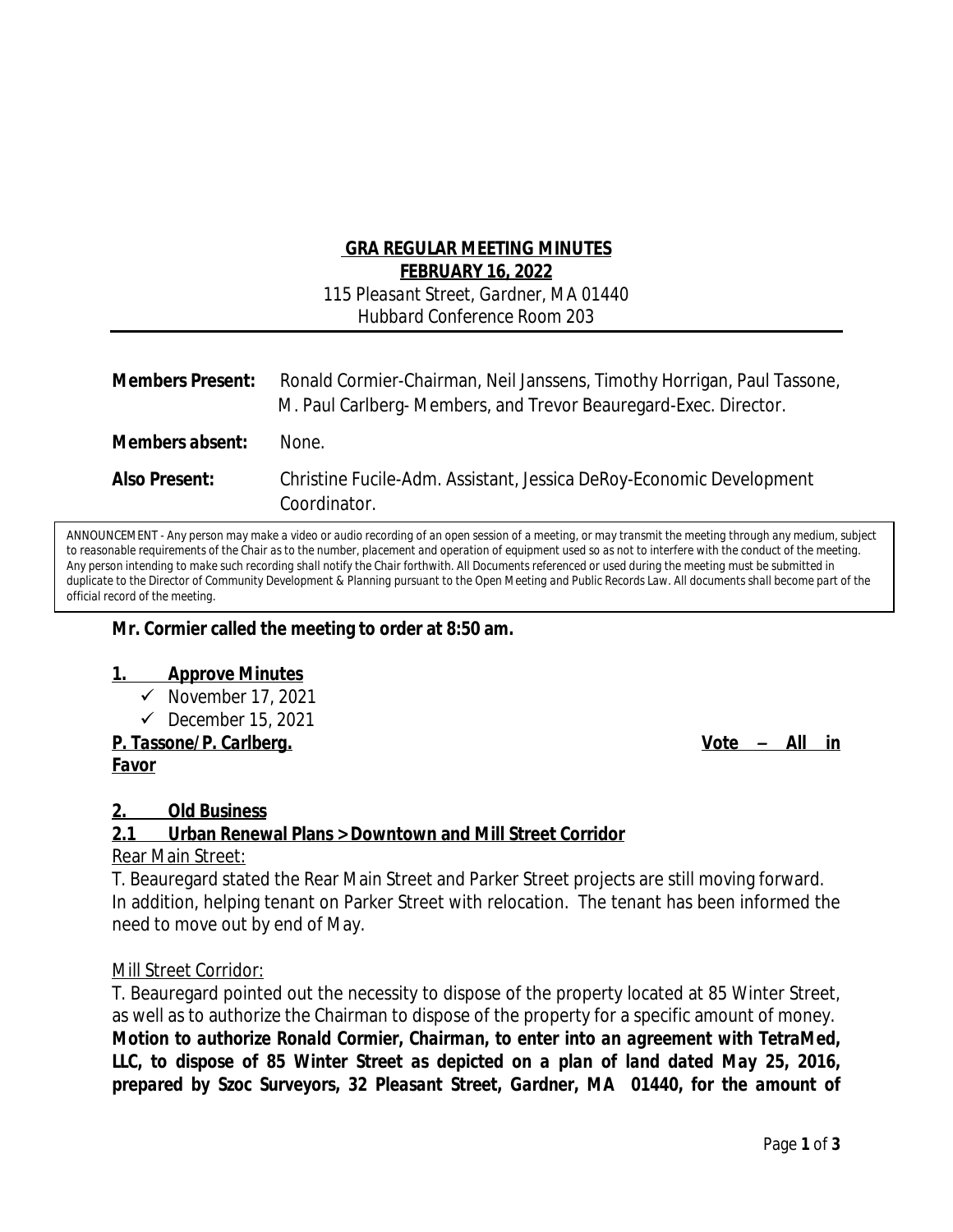# GRA REGULAR MEETING MINUTES

## FEBRUARY 16, 2022

115 Pleasant Street, Gardner, MA 01440
Hubbard Conference Room 203

---

**Members Present:** Ronald Cormier-Chairman, Neil Janssens, Timothy Horrigan, Paul Tassone, M. Paul Carlberg- Members, and Trevor Beauregard-Exec. Director.

**Members absent:** None.

**Also Present:** Christine Fucile-Adm. Assistant, Jessica DeRoy-Economic Development Coordinator.

ANNOUNCEMENT - Any person may make a video or audio recording of an open session of a meeting, or may transmit the meeting through any medium, subject to reasonable requirements of the Chair as to the number, placement and operation of equipment used so as not to interfere with the conduct of the meeting. Any person intending to make such recording shall notify the Chair forthwith. All Documents referenced or used during the meeting must be submitted in duplicate to the Director of Community Development & Planning pursuant to the Open Meeting and Public Records Law. All documents shall become part of the official record of the meeting.

**Mr. Cormier called the meeting to order at 8:50 am.**

### 1. Approve Minutes

- ✓ November 17, 2021
- ✓ December 15, 2021

**P. Tassone/P. Carlberg. Vote – All in Favor**

### 2. Old Business

### 2.1 Urban Renewal Plans > Downtown and Mill Street Corridor

Rear Main Street:

T. Beauregard stated the Rear Main Street and Parker Street projects are still moving forward. In addition, helping tenant on Parker Street with relocation. The tenant has been informed the need to move out by end of May.

Mill Street Corridor:

T. Beauregard pointed out the necessity to dispose of the property located at 85 Winter Street, as well as to authorize the Chairman to dispose of the property for a specific amount of money. ***Motion to authorize Ronald Cormier, Chairman, to enter into an agreement with TetraMed, LLC, to dispose of 85 Winter Street as depicted on a plan of land dated May 25, 2016, prepared by Szoc Surveyors, 32 Pleasant Street, Gardner, MA 01440, for the amount of***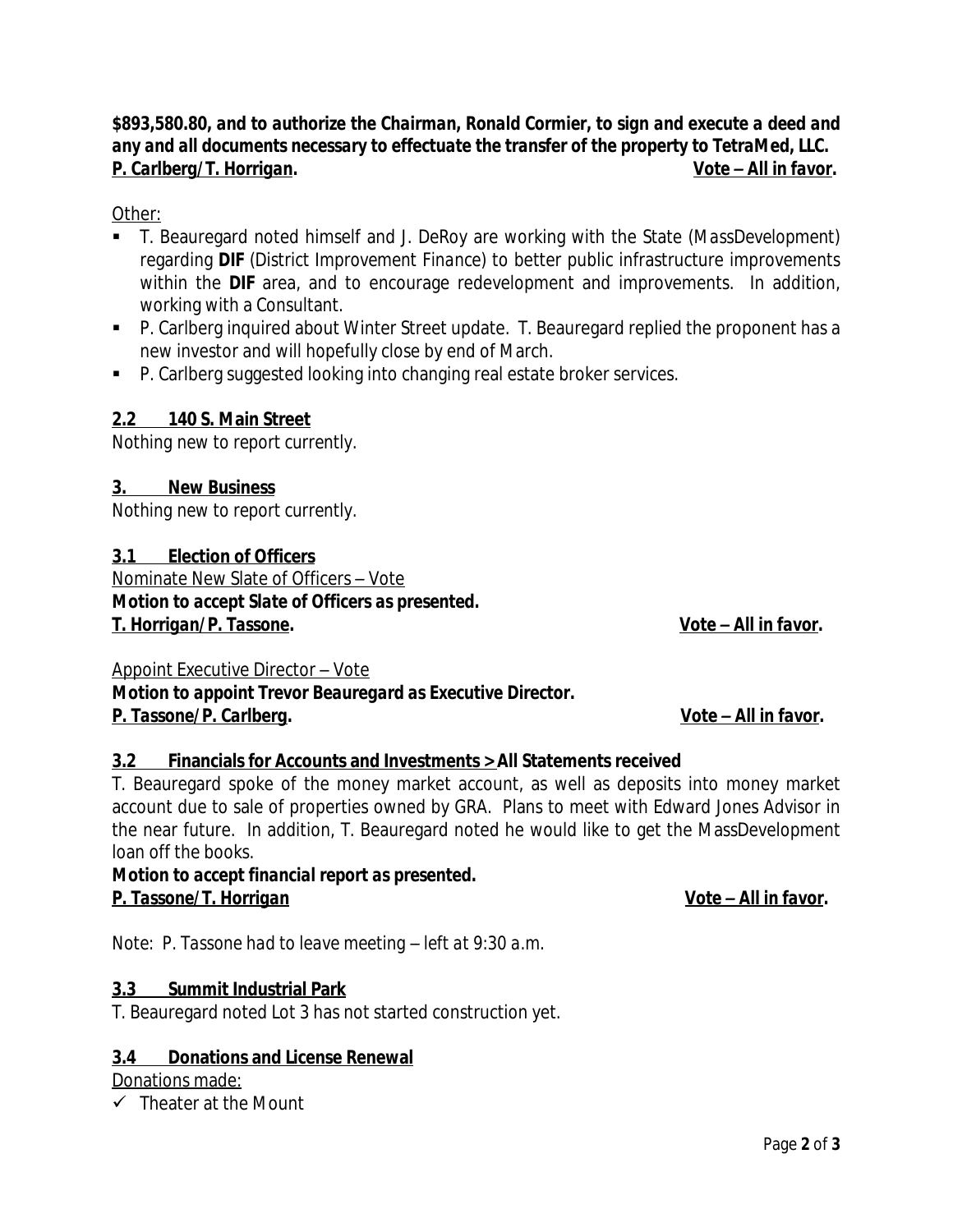***$893,580.80, and to authorize the Chairman, Ronald Cormier, to sign and execute a deed and any and all documents necessary to effectuate the transfer of the property to TetraMed, LLC.***
***<u>P. Carlberg/T. Horrigan</u>.*** ***<u>Vote – All in favor</u>.***

<u>Other:</u>

- T. Beauregard noted himself and J. DeRoy are working with the State (MassDevelopment) regarding **DIF** (District Improvement Finance) to better public infrastructure improvements within the **DIF** area, and to encourage redevelopment and improvements. In addition, working with a Consultant.
- P. Carlberg inquired about Winter Street update. T. Beauregard replied the proponent has a new investor and will hopefully close by end of March.
- P. Carlberg suggested looking into changing real estate broker services.

**<u>2.2 140 S. Main Street</u>**

Nothing new to report currently.

**<u>3. New Business</u>**

Nothing new to report currently.

**<u>3.1 Election of Officers</u>**

<u>Nominate New Slate of Officers – Vote</u>

***Motion to accept Slate of Officers as presented.***
***<u>T. Horrigan/P. Tassone</u>.*** ***<u>Vote – All in favor</u>.***

<u>Appoint Executive Director – Vote</u>

***Motion to appoint Trevor Beauregard as Executive Director.***
***<u>P. Tassone/P. Carlberg</u>.*** ***<u>Vote – All in favor</u>.***

**<u>3.2 Financials for Accounts and Investments > All Statements received</u>**

T. Beauregard spoke of the money market account, as well as deposits into money market account due to sale of properties owned by GRA. Plans to meet with Edward Jones Advisor in the near future. In addition, T. Beauregard noted he would like to get the MassDevelopment loan off the books.

***Motion to accept financial report as presented.***
***<u>P. Tassone/T. Horrigan</u>*** ***<u>Vote – All in favor</u>.***

*Note: P. Tassone had to leave meeting – left at 9:30 a.m.*

**<u>3.3 Summit Industrial Park</u>**

T. Beauregard noted Lot 3 has not started construction yet.

**<u>3.4 Donations and License Renewal</u>**

<u>Donations made:</u>

- ✓ Theater at the Mount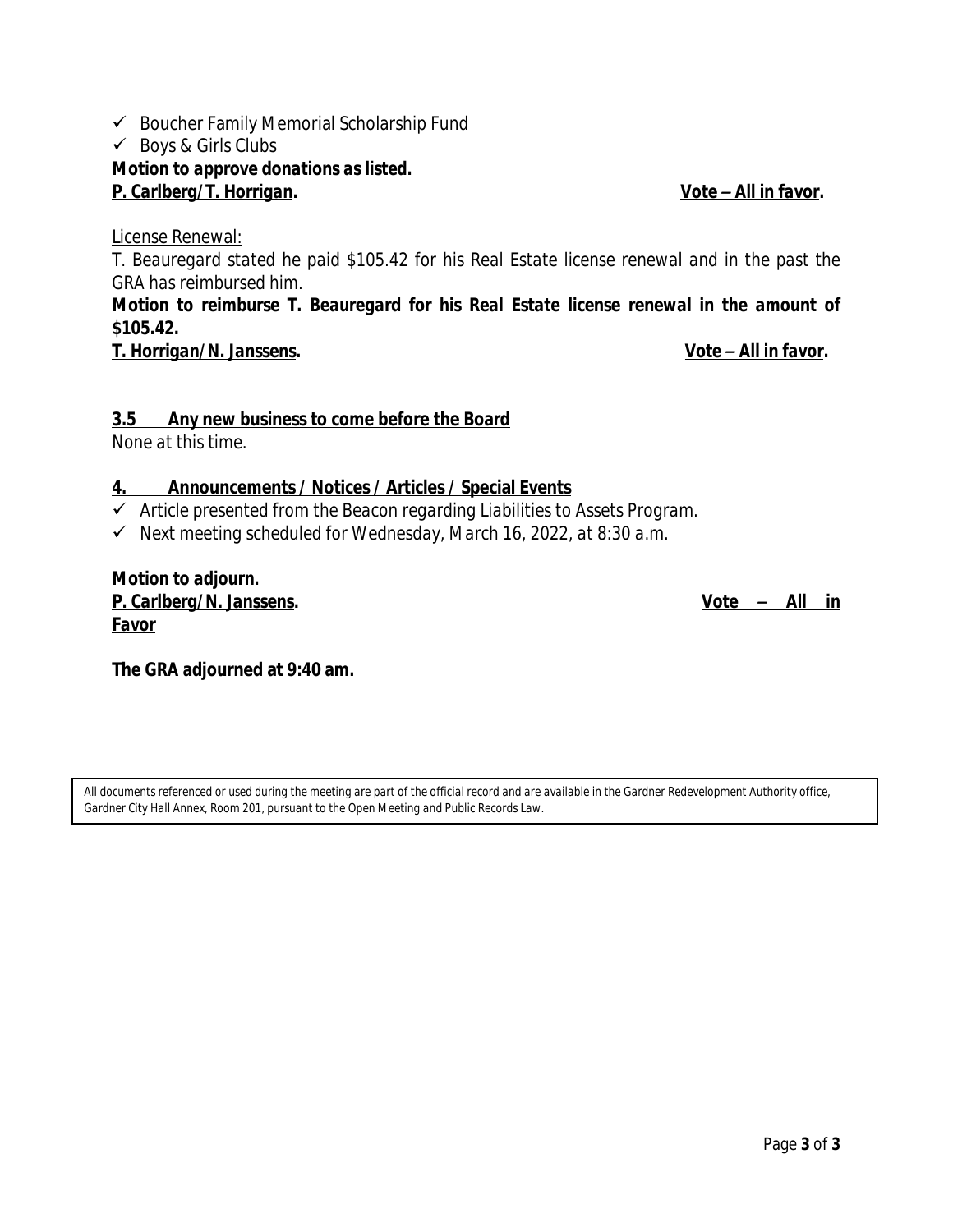- ✓ Boucher Family Memorial Scholarship Fund
- ✓ Boys & Girls Clubs

***Motion to approve donations as listed.***
***P. Carlberg/T. Horrigan.*** ***Vote – All in favor.***

License Renewal:

T. Beauregard stated he paid $105.42 for his Real Estate license renewal and in the past the GRA has reimbursed him.

***Motion to reimburse T. Beauregard for his Real Estate license renewal in the amount of $105.42.***
***T. Horrigan/N. Janssens.*** ***Vote – All in favor.***

## 3.5 Any new business to come before the Board

None at this time.

## 4. Announcements / Notices / Articles / Special Events

- ✓ Article presented from the Beacon regarding Liabilities to Assets Program.
- ✓ Next meeting scheduled for Wednesday, March 16, 2022, at 8:30 a.m.

***Motion to adjourn.***
***P. Carlberg/N. Janssens.*** ***Vote – All in Favor***

**The GRA adjourned at 9:40 am.**

All documents referenced or used during the meeting are part of the official record and are available in the Gardner Redevelopment Authority office, Gardner City Hall Annex, Room 201, pursuant to the Open Meeting and Public Records Law.